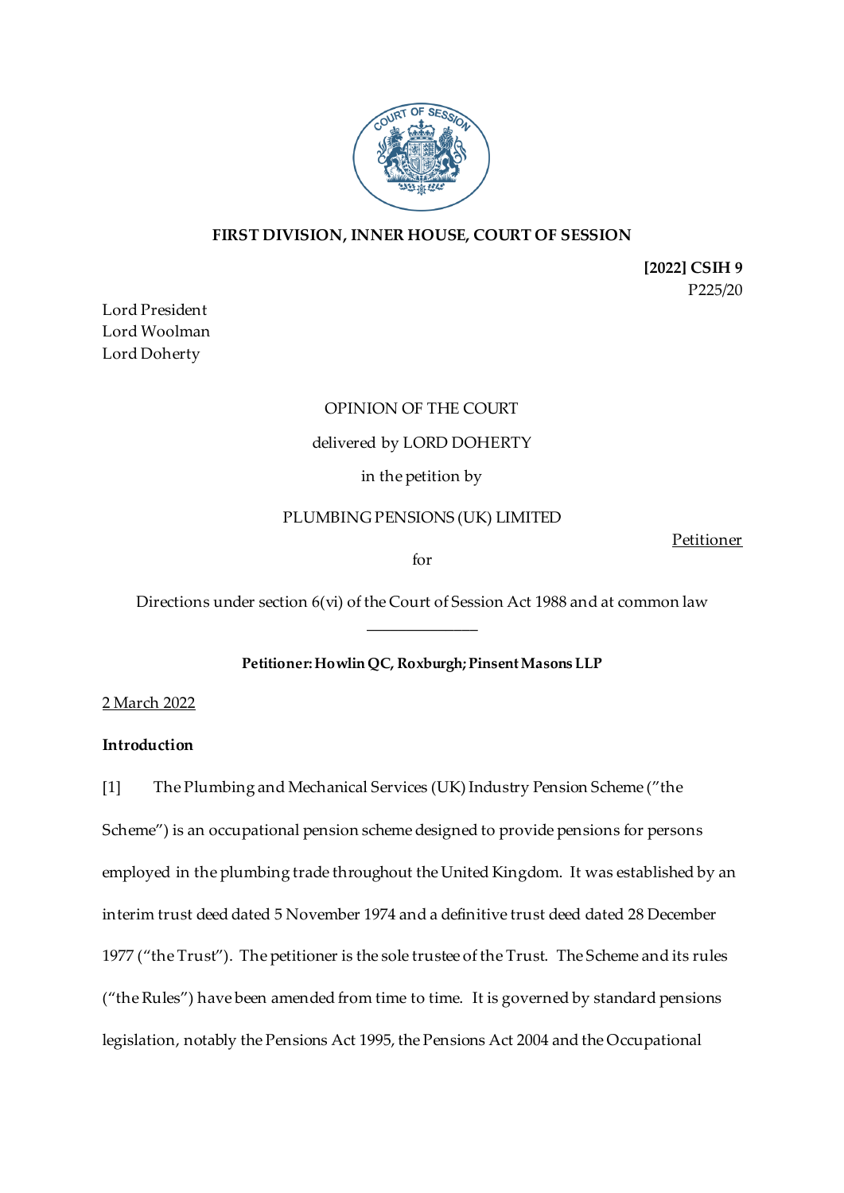**FIRST DIVISION, INNER HOUSE, COURT OF SESSION**

**[2022] CSIH 9**
P225/20

Lord President
Lord Woolman
Lord Doherty

OPINION OF THE COURT

delivered by LORD DOHERTY

in the petition by

PLUMBING PENSIONS (UK) LIMITED

Petitioner

for

Directions under section 6(vi) of the Court of Session Act 1988 and at common law

______________

**Petitioner: Howlin QC, Roxburgh; Pinsent Masons LLP**

2 March 2022

**Introduction**

[1] The Plumbing and Mechanical Services (UK) Industry Pension Scheme ("the Scheme") is an occupational pension scheme designed to provide pensions for persons employed in the plumbing trade throughout the United Kingdom. It was established by an interim trust deed dated 5 November 1974 and a definitive trust deed dated 28 December 1977 ("the Trust"). The petitioner is the sole trustee of the Trust. The Scheme and its rules ("the Rules") have been amended from time to time. It is governed by standard pensions legislation, notably the Pensions Act 1995, the Pensions Act 2004 and the Occupational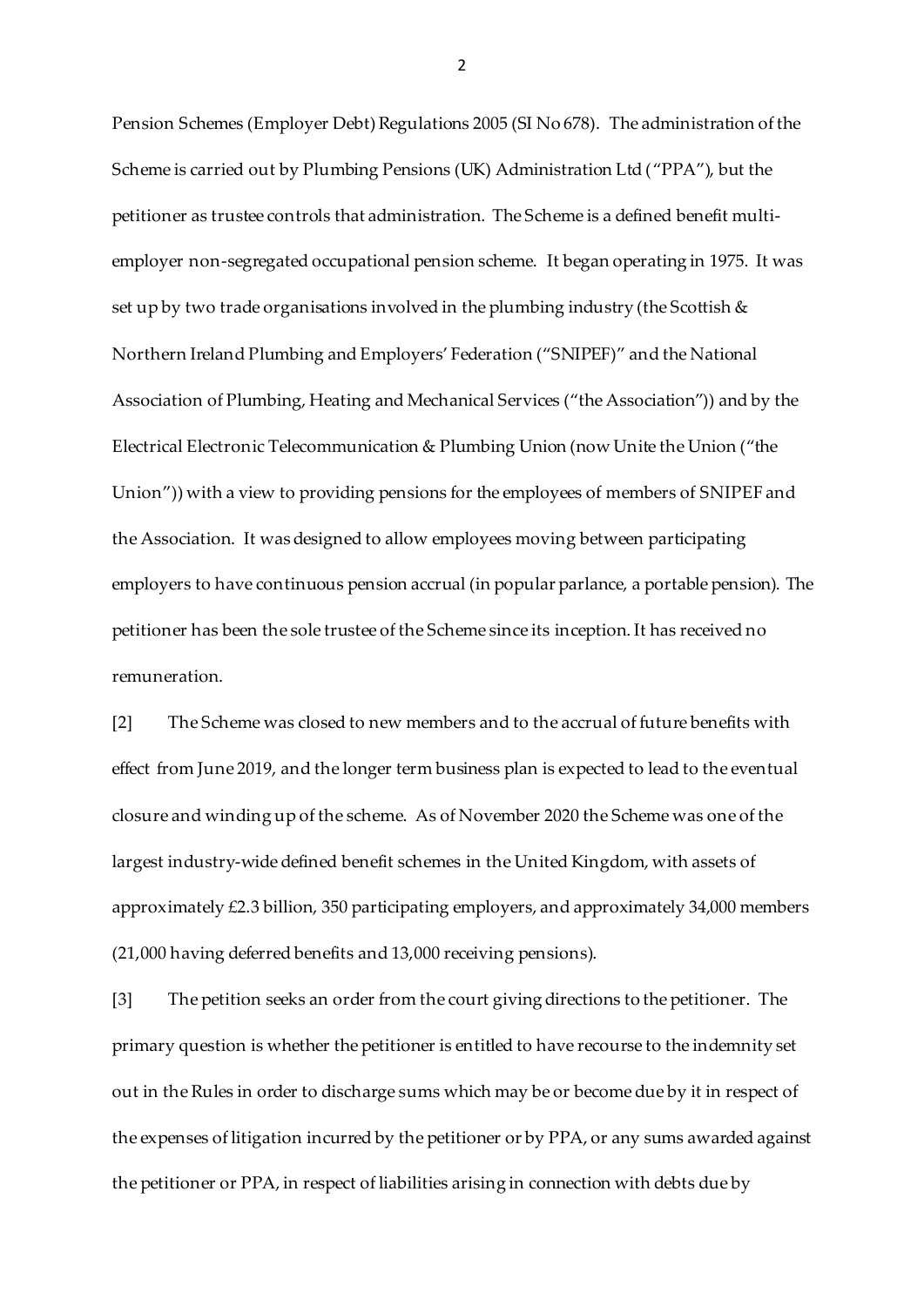Pension Schemes (Employer Debt) Regulations 2005 (SI No 678). The administration of the Scheme is carried out by Plumbing Pensions (UK) Administration Ltd ("PPA"), but the petitioner as trustee controls that administration. The Scheme is a defined benefit multi-employer non-segregated occupational pension scheme. It began operating in 1975. It was set up by two trade organisations involved in the plumbing industry (the Scottish & Northern Ireland Plumbing and Employers' Federation ("SNIPEF)" and the National Association of Plumbing, Heating and Mechanical Services ("the Association")) and by the Electrical Electronic Telecommunication & Plumbing Union (now Unite the Union ("the Union")) with a view to providing pensions for the employees of members of SNIPEF and the Association. It was designed to allow employees moving between participating employers to have continuous pension accrual (in popular parlance, a portable pension). The petitioner has been the sole trustee of the Scheme since its inception. It has received no remuneration.

[2] The Scheme was closed to new members and to the accrual of future benefits with effect from June 2019, and the longer term business plan is expected to lead to the eventual closure and winding up of the scheme. As of November 2020 the Scheme was one of the largest industry-wide defined benefit schemes in the United Kingdom, with assets of approximately £2.3 billion, 350 participating employers, and approximately 34,000 members (21,000 having deferred benefits and 13,000 receiving pensions).

[3] The petition seeks an order from the court giving directions to the petitioner. The primary question is whether the petitioner is entitled to have recourse to the indemnity set out in the Rules in order to discharge sums which may be or become due by it in respect of the expenses of litigation incurred by the petitioner or by PPA, or any sums awarded against the petitioner or PPA, in respect of liabilities arising in connection with debts due by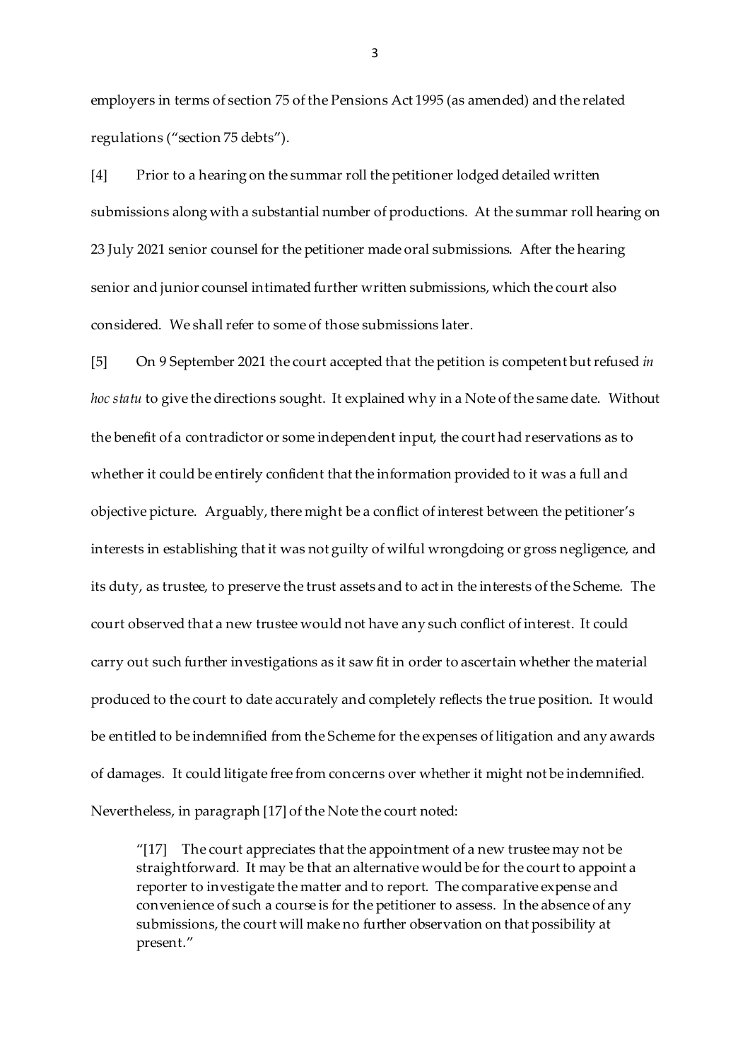employers in terms of section 75 of the Pensions Act 1995 (as amended) and the related regulations ("section 75 debts").

[4] Prior to a hearing on the summar roll the petitioner lodged detailed written submissions along with a substantial number of productions. At the summar roll hearing on 23 July 2021 senior counsel for the petitioner made oral submissions. After the hearing senior and junior counsel intimated further written submissions, which the court also considered. We shall refer to some of those submissions later.

[5] On 9 September 2021 the court accepted that the petition is competent but refused *in hoc statu* to give the directions sought. It explained why in a Note of the same date. Without the benefit of a contradictor or some independent input, the court had reservations as to whether it could be entirely confident that the information provided to it was a full and objective picture. Arguably, there might be a conflict of interest between the petitioner's interests in establishing that it was not guilty of wilful wrongdoing or gross negligence, and its duty, as trustee, to preserve the trust assets and to act in the interests of the Scheme. The court observed that a new trustee would not have any such conflict of interest. It could carry out such further investigations as it saw fit in order to ascertain whether the material produced to the court to date accurately and completely reflects the true position. It would be entitled to be indemnified from the Scheme for the expenses of litigation and any awards of damages. It could litigate free from concerns over whether it might not be indemnified. Nevertheless, in paragraph [17] of the Note the court noted:

> "[17] The court appreciates that the appointment of a new trustee may not be straightforward. It may be that an alternative would be for the court to appoint a reporter to investigate the matter and to report. The comparative expense and convenience of such a course is for the petitioner to assess. In the absence of any submissions, the court will make no further observation on that possibility at present."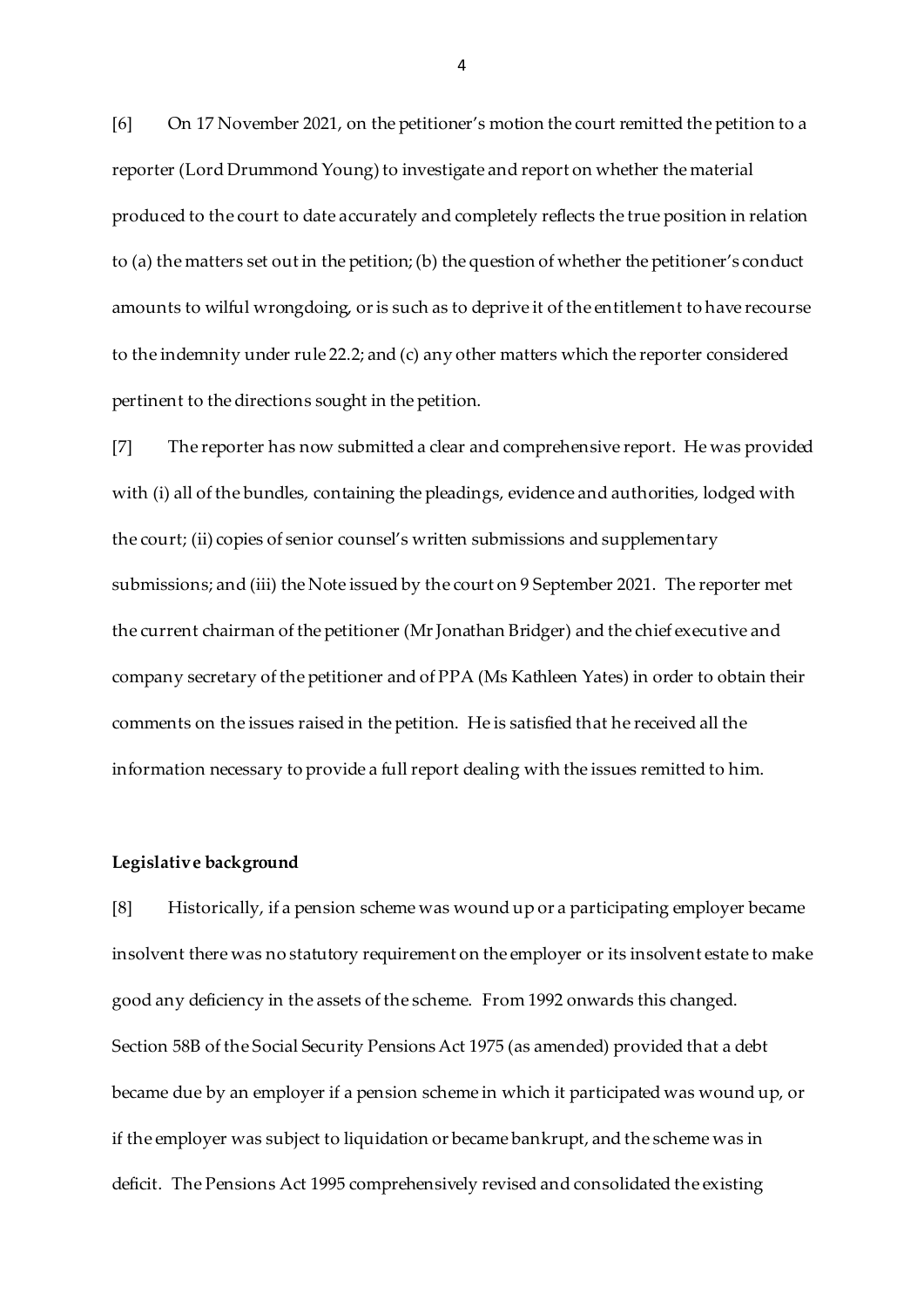[6] On 17 November 2021, on the petitioner's motion the court remitted the petition to a reporter (Lord Drummond Young) to investigate and report on whether the material produced to the court to date accurately and completely reflects the true position in relation to (a) the matters set out in the petition; (b) the question of whether the petitioner's conduct amounts to wilful wrongdoing, or is such as to deprive it of the entitlement to have recourse to the indemnity under rule 22.2; and (c) any other matters which the reporter considered pertinent to the directions sought in the petition.

[7] The reporter has now submitted a clear and comprehensive report. He was provided with (i) all of the bundles, containing the pleadings, evidence and authorities, lodged with the court; (ii) copies of senior counsel's written submissions and supplementary submissions; and (iii) the Note issued by the court on 9 September 2021. The reporter met the current chairman of the petitioner (Mr Jonathan Bridger) and the chief executive and company secretary of the petitioner and of PPA (Ms Kathleen Yates) in order to obtain their comments on the issues raised in the petition. He is satisfied that he received all the information necessary to provide a full report dealing with the issues remitted to him.

**Legislative background**

[8] Historically, if a pension scheme was wound up or a participating employer became insolvent there was no statutory requirement on the employer or its insolvent estate to make good any deficiency in the assets of the scheme. From 1992 onwards this changed. Section 58B of the Social Security Pensions Act 1975 (as amended) provided that a debt became due by an employer if a pension scheme in which it participated was wound up, or if the employer was subject to liquidation or became bankrupt, and the scheme was in deficit. The Pensions Act 1995 comprehensively revised and consolidated the existing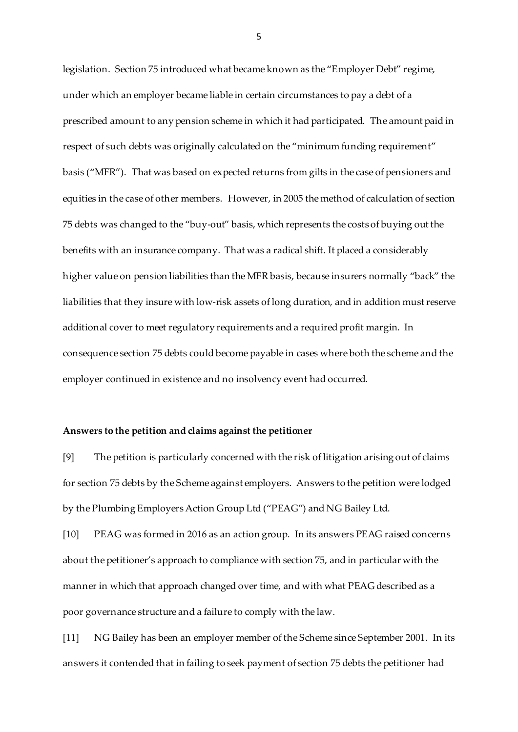legislation. Section 75 introduced what became known as the "Employer Debt" regime, under which an employer became liable in certain circumstances to pay a debt of a prescribed amount to any pension scheme in which it had participated. The amount paid in respect of such debts was originally calculated on the "minimum funding requirement" basis ("MFR"). That was based on expected returns from gilts in the case of pensioners and equities in the case of other members. However, in 2005 the method of calculation of section 75 debts was changed to the "buy-out" basis, which represents the costs of buying out the benefits with an insurance company. That was a radical shift. It placed a considerably higher value on pension liabilities than the MFR basis, because insurers normally "back" the liabilities that they insure with low-risk assets of long duration, and in addition must reserve additional cover to meet regulatory requirements and a required profit margin. In consequence section 75 debts could become payable in cases where both the scheme and the employer continued in existence and no insolvency event had occurred.

**Answers to the petition and claims against the petitioner**

[9] The petition is particularly concerned with the risk of litigation arising out of claims for section 75 debts by the Scheme against employers. Answers to the petition were lodged by the Plumbing Employers Action Group Ltd ("PEAG") and NG Bailey Ltd.

[10] PEAG was formed in 2016 as an action group. In its answers PEAG raised concerns about the petitioner's approach to compliance with section 75, and in particular with the manner in which that approach changed over time, and with what PEAG described as a poor governance structure and a failure to comply with the law.

[11] NG Bailey has been an employer member of the Scheme since September 2001. In its answers it contended that in failing to seek payment of section 75 debts the petitioner had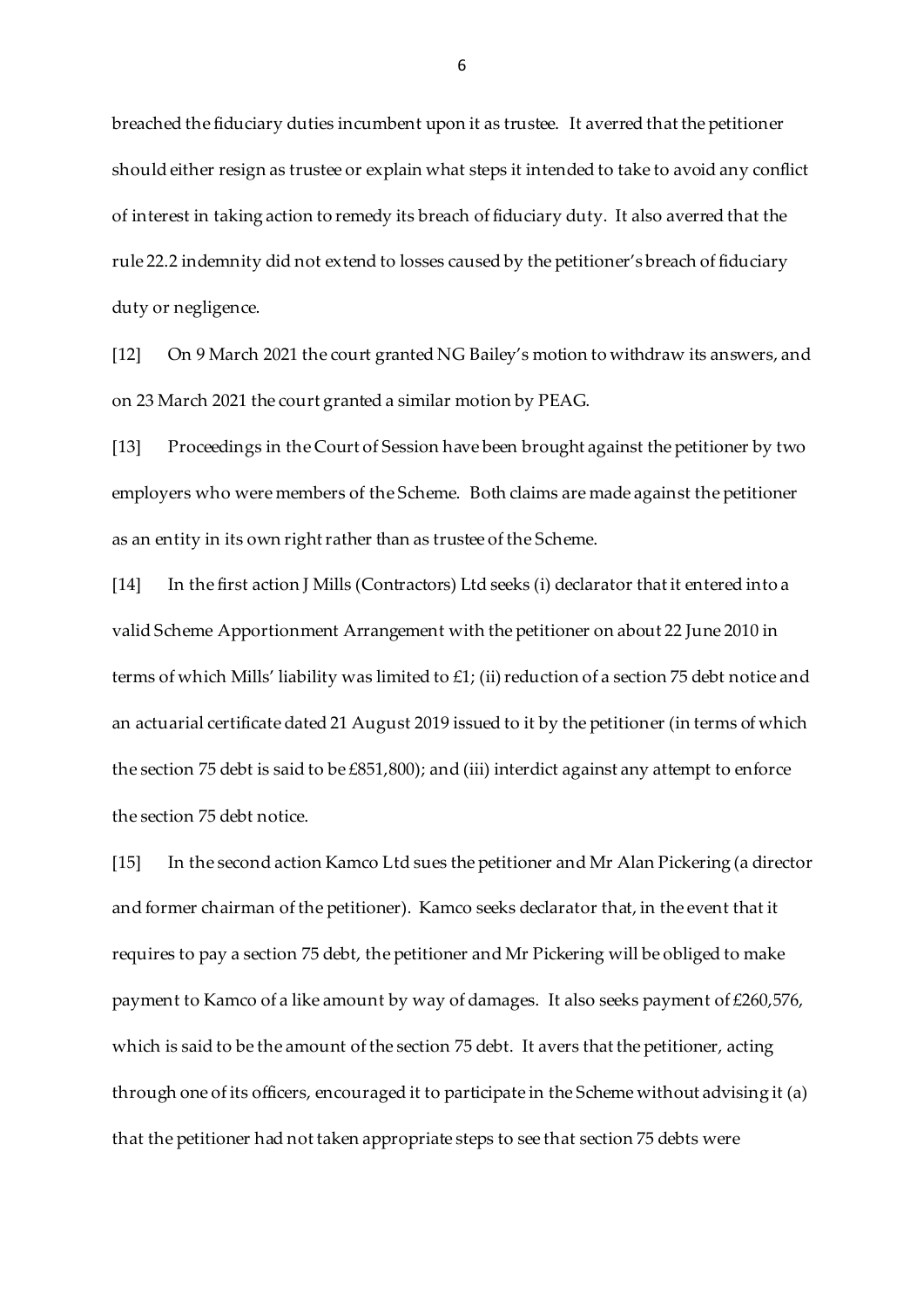breached the fiduciary duties incumbent upon it as trustee. It averred that the petitioner should either resign as trustee or explain what steps it intended to take to avoid any conflict of interest in taking action to remedy its breach of fiduciary duty. It also averred that the rule 22.2 indemnity did not extend to losses caused by the petitioner's breach of fiduciary duty or negligence.

[12] On 9 March 2021 the court granted NG Bailey's motion to withdraw its answers, and on 23 March 2021 the court granted a similar motion by PEAG.

[13] Proceedings in the Court of Session have been brought against the petitioner by two employers who were members of the Scheme. Both claims are made against the petitioner as an entity in its own right rather than as trustee of the Scheme.

[14] In the first action J Mills (Contractors) Ltd seeks (i) declarator that it entered into a valid Scheme Apportionment Arrangement with the petitioner on about 22 June 2010 in terms of which Mills' liability was limited to £1; (ii) reduction of a section 75 debt notice and an actuarial certificate dated 21 August 2019 issued to it by the petitioner (in terms of which the section 75 debt is said to be £851,800); and (iii) interdict against any attempt to enforce the section 75 debt notice.

[15] In the second action Kamco Ltd sues the petitioner and Mr Alan Pickering (a director and former chairman of the petitioner). Kamco seeks declarator that, in the event that it requires to pay a section 75 debt, the petitioner and Mr Pickering will be obliged to make payment to Kamco of a like amount by way of damages. It also seeks payment of £260,576, which is said to be the amount of the section 75 debt. It avers that the petitioner, acting through one of its officers, encouraged it to participate in the Scheme without advising it (a) that the petitioner had not taken appropriate steps to see that section 75 debts were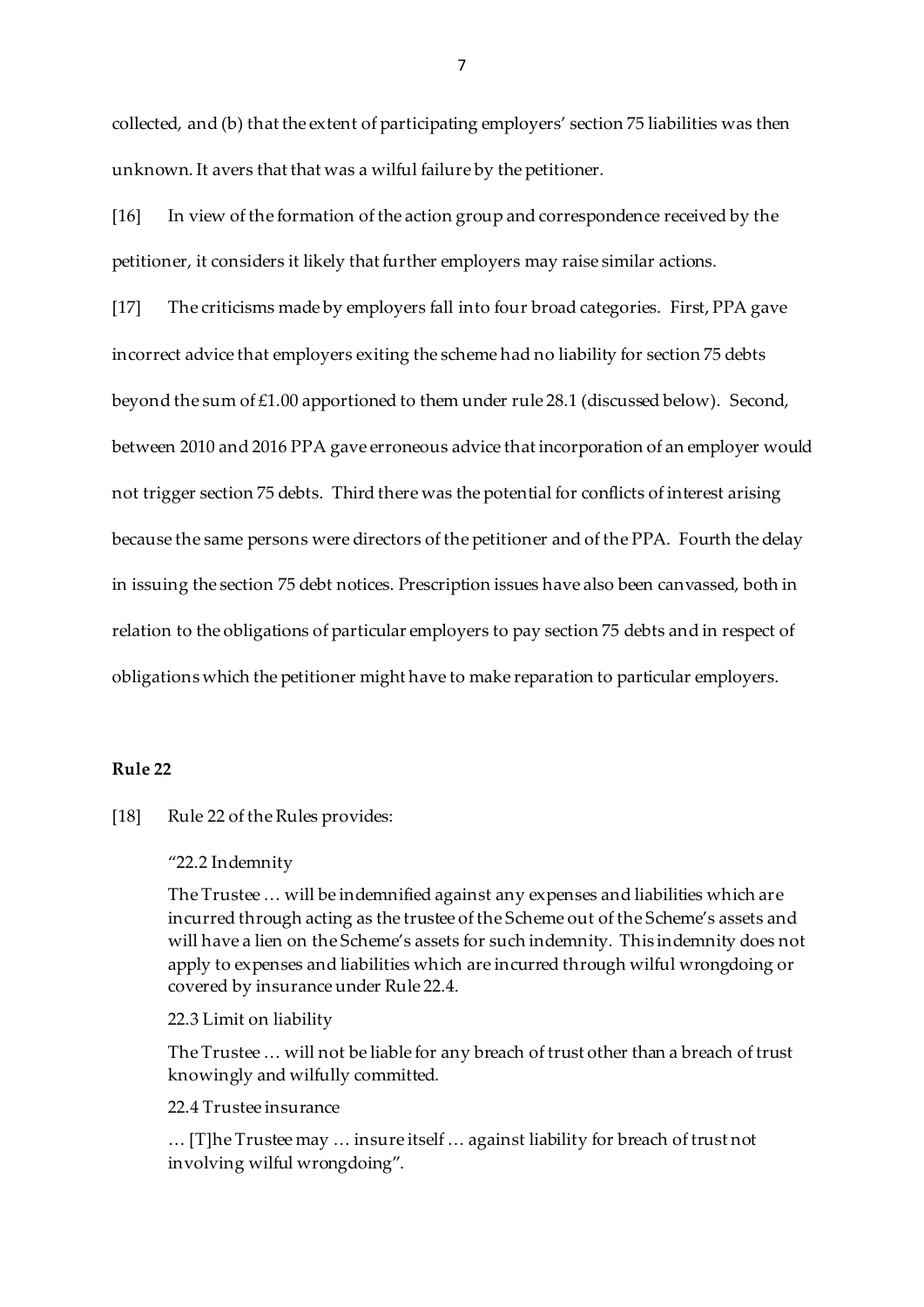collected, and (b) that the extent of participating employers' section 75 liabilities was then unknown. It avers that that was a wilful failure by the petitioner.

[16] In view of the formation of the action group and correspondence received by the petitioner, it considers it likely that further employers may raise similar actions.

[17] The criticisms made by employers fall into four broad categories. First, PPA gave incorrect advice that employers exiting the scheme had no liability for section 75 debts beyond the sum of £1.00 apportioned to them under rule 28.1 (discussed below). Second, between 2010 and 2016 PPA gave erroneous advice that incorporation of an employer would not trigger section 75 debts. Third there was the potential for conflicts of interest arising because the same persons were directors of the petitioner and of the PPA. Fourth the delay in issuing the section 75 debt notices. Prescription issues have also been canvassed, both in relation to the obligations of particular employers to pay section 75 debts and in respect of obligations which the petitioner might have to make reparation to particular employers.

## Rule 22

[18] Rule 22 of the Rules provides:

> "22.2 Indemnity
>
> The Trustee … will be indemnified against any expenses and liabilities which are incurred through acting as the trustee of the Scheme out of the Scheme's assets and will have a lien on the Scheme's assets for such indemnity. This indemnity does not apply to expenses and liabilities which are incurred through wilful wrongdoing or covered by insurance under Rule 22.4.
>
> 22.3 Limit on liability
>
> The Trustee … will not be liable for any breach of trust other than a breach of trust knowingly and wilfully committed.
>
> 22.4 Trustee insurance
>
> … [T]he Trustee may … insure itself … against liability for breach of trust not involving wilful wrongdoing".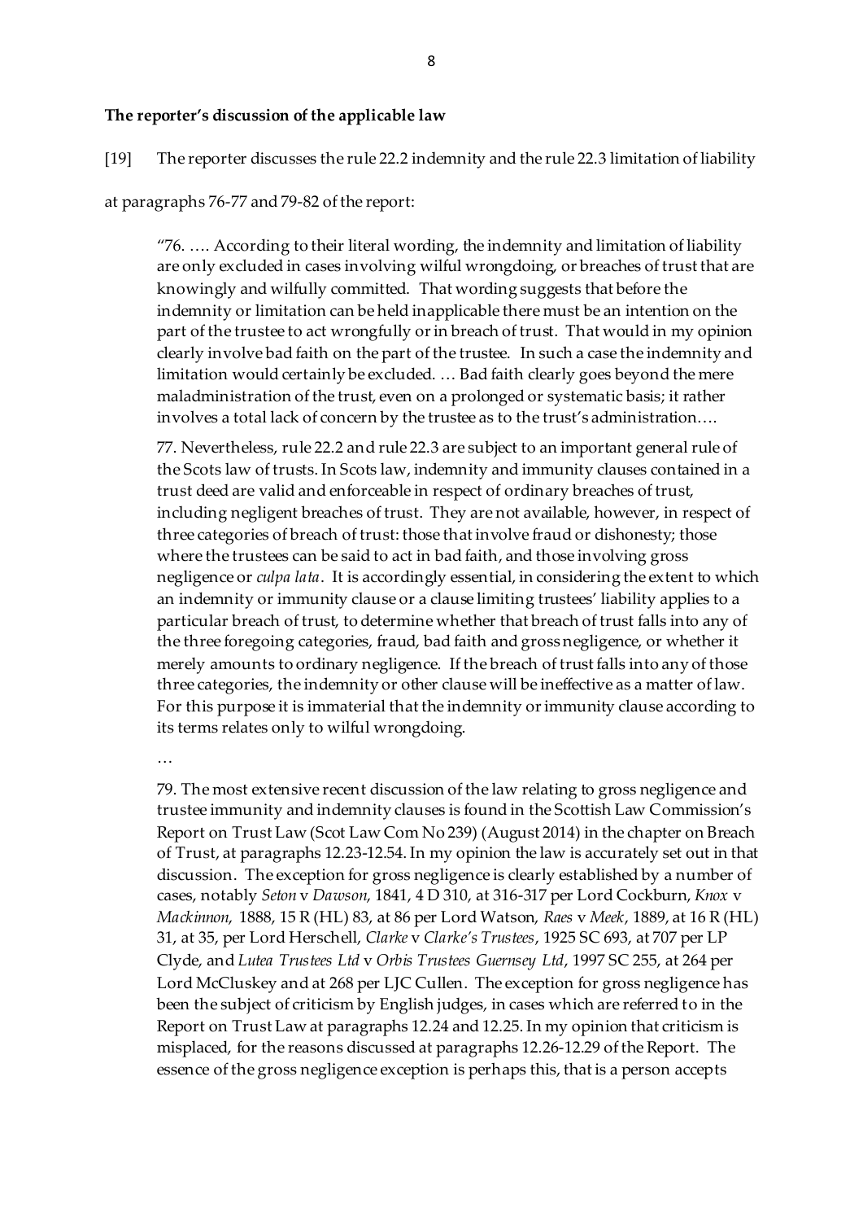**The reporter's discussion of the applicable law**

[19] The reporter discusses the rule 22.2 indemnity and the rule 22.3 limitation of liability at paragraphs 76-77 and 79-82 of the report:

> "76. …. According to their literal wording, the indemnity and limitation of liability are only excluded in cases involving wilful wrongdoing, or breaches of trust that are knowingly and wilfully committed. That wording suggests that before the indemnity or limitation can be held inapplicable there must be an intention on the part of the trustee to act wrongfully or in breach of trust. That would in my opinion clearly involve bad faith on the part of the trustee. In such a case the indemnity and limitation would certainly be excluded. … Bad faith clearly goes beyond the mere maladministration of the trust, even on a prolonged or systematic basis; it rather involves a total lack of concern by the trustee as to the trust's administration….
>
> 77. Nevertheless, rule 22.2 and rule 22.3 are subject to an important general rule of the Scots law of trusts. In Scots law, indemnity and immunity clauses contained in a trust deed are valid and enforceable in respect of ordinary breaches of trust, including negligent breaches of trust. They are not available, however, in respect of three categories of breach of trust: those that involve fraud or dishonesty; those where the trustees can be said to act in bad faith, and those involving gross negligence or *culpa lata*. It is accordingly essential, in considering the extent to which an indemnity or immunity clause or a clause limiting trustees' liability applies to a particular breach of trust, to determine whether that breach of trust falls into any of the three foregoing categories, fraud, bad faith and gross negligence, or whether it merely amounts to ordinary negligence. If the breach of trust falls into any of those three categories, the indemnity or other clause will be ineffective as a matter of law. For this purpose it is immaterial that the indemnity or immunity clause according to its terms relates only to wilful wrongdoing.
>
> …
>
> 79. The most extensive recent discussion of the law relating to gross negligence and trustee immunity and indemnity clauses is found in the Scottish Law Commission's Report on Trust Law (Scot Law Com No 239) (August 2014) in the chapter on Breach of Trust, at paragraphs 12.23-12.54. In my opinion the law is accurately set out in that discussion. The exception for gross negligence is clearly established by a number of cases, notably *Seton* v *Dawson*, 1841, 4 D 310, at 316-317 per Lord Cockburn, *Knox* v *Mackinnon*, 1888, 15 R (HL) 83, at 86 per Lord Watson, *Raes* v *Meek*, 1889, at 16 R (HL) 31, at 35, per Lord Herschell, *Clarke* v *Clarke's Trustees*, 1925 SC 693, at 707 per LP Clyde, and *Lutea Trustees Ltd* v *Orbis Trustees Guernsey Ltd*, 1997 SC 255, at 264 per Lord McCluskey and at 268 per LJC Cullen. The exception for gross negligence has been the subject of criticism by English judges, in cases which are referred to in the Report on Trust Law at paragraphs 12.24 and 12.25. In my opinion that criticism is misplaced, for the reasons discussed at paragraphs 12.26-12.29 of the Report. The essence of the gross negligence exception is perhaps this, that is a person accepts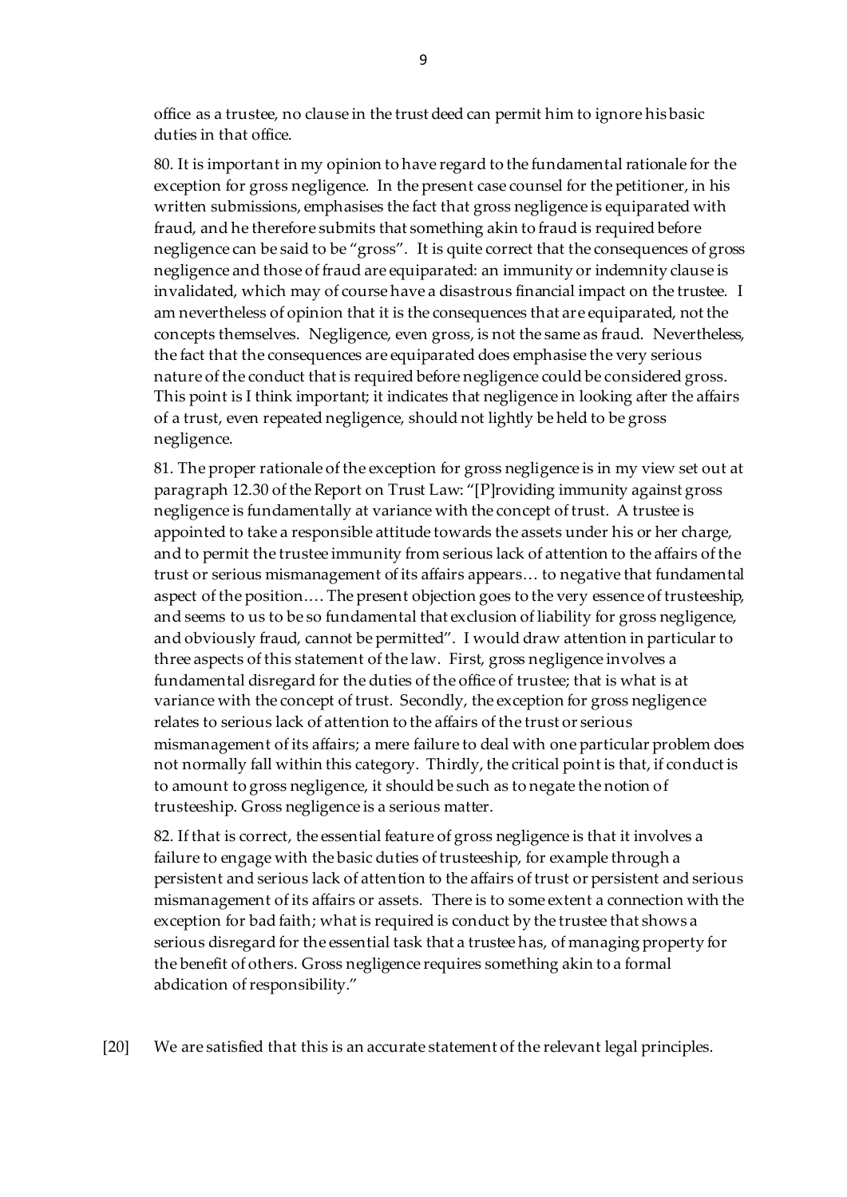office as a trustee, no clause in the trust deed can permit him to ignore his basic duties in that office.

80. It is important in my opinion to have regard to the fundamental rationale for the exception for gross negligence. In the present case counsel for the petitioner, in his written submissions, emphasises the fact that gross negligence is equiparated with fraud, and he therefore submits that something akin to fraud is required before negligence can be said to be "gross". It is quite correct that the consequences of gross negligence and those of fraud are equiparated: an immunity or indemnity clause is invalidated, which may of course have a disastrous financial impact on the trustee. I am nevertheless of opinion that it is the consequences that are equiparated, not the concepts themselves. Negligence, even gross, is not the same as fraud. Nevertheless, the fact that the consequences are equiparated does emphasise the very serious nature of the conduct that is required before negligence could be considered gross. This point is I think important; it indicates that negligence in looking after the affairs of a trust, even repeated negligence, should not lightly be held to be gross negligence.

81. The proper rationale of the exception for gross negligence is in my view set out at paragraph 12.30 of the Report on Trust Law: "[P]roviding immunity against gross negligence is fundamentally at variance with the concept of trust. A trustee is appointed to take a responsible attitude towards the assets under his or her charge, and to permit the trustee immunity from serious lack of attention to the affairs of the trust or serious mismanagement of its affairs appears… to negative that fundamental aspect of the position…. The present objection goes to the very essence of trusteeship, and seems to us to be so fundamental that exclusion of liability for gross negligence, and obviously fraud, cannot be permitted". I would draw attention in particular to three aspects of this statement of the law. First, gross negligence involves a fundamental disregard for the duties of the office of trustee; that is what is at variance with the concept of trust. Secondly, the exception for gross negligence relates to serious lack of attention to the affairs of the trust or serious mismanagement of its affairs; a mere failure to deal with one particular problem does not normally fall within this category. Thirdly, the critical point is that, if conduct is to amount to gross negligence, it should be such as to negate the notion of trusteeship. Gross negligence is a serious matter.

82. If that is correct, the essential feature of gross negligence is that it involves a failure to engage with the basic duties of trusteeship, for example through a persistent and serious lack of attention to the affairs of trust or persistent and serious mismanagement of its affairs or assets. There is to some extent a connection with the exception for bad faith; what is required is conduct by the trustee that shows a serious disregard for the essential task that a trustee has, of managing property for the benefit of others. Gross negligence requires something akin to a formal abdication of responsibility."

[20] We are satisfied that this is an accurate statement of the relevant legal principles.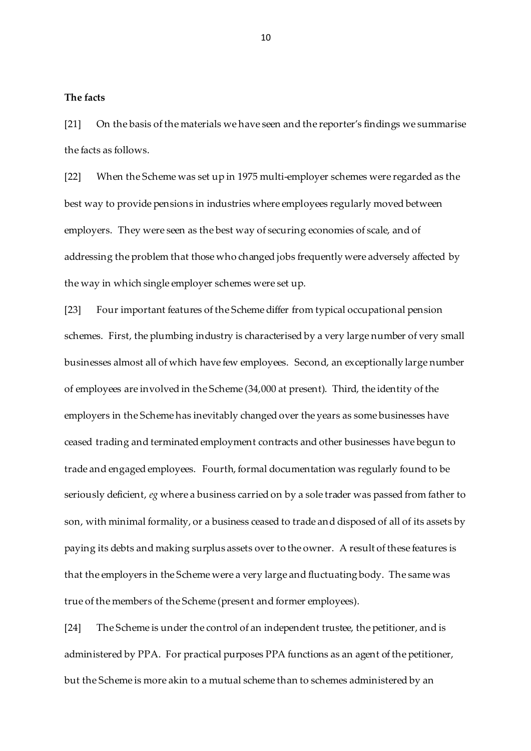**The facts**

[21] On the basis of the materials we have seen and the reporter's findings we summarise the facts as follows.

[22] When the Scheme was set up in 1975 multi-employer schemes were regarded as the best way to provide pensions in industries where employees regularly moved between employers. They were seen as the best way of securing economies of scale, and of addressing the problem that those who changed jobs frequently were adversely affected by the way in which single employer schemes were set up.

[23] Four important features of the Scheme differ from typical occupational pension schemes. First, the plumbing industry is characterised by a very large number of very small businesses almost all of which have few employees. Second, an exceptionally large number of employees are involved in the Scheme (34,000 at present). Third, the identity of the employers in the Scheme has inevitably changed over the years as some businesses have ceased trading and terminated employment contracts and other businesses have begun to trade and engaged employees. Fourth, formal documentation was regularly found to be seriously deficient, *eg* where a business carried on by a sole trader was passed from father to son, with minimal formality, or a business ceased to trade and disposed of all of its assets by paying its debts and making surplus assets over to the owner. A result of these features is that the employers in the Scheme were a very large and fluctuating body. The same was true of the members of the Scheme (present and former employees).

[24] The Scheme is under the control of an independent trustee, the petitioner, and is administered by PPA. For practical purposes PPA functions as an agent of the petitioner, but the Scheme is more akin to a mutual scheme than to schemes administered by an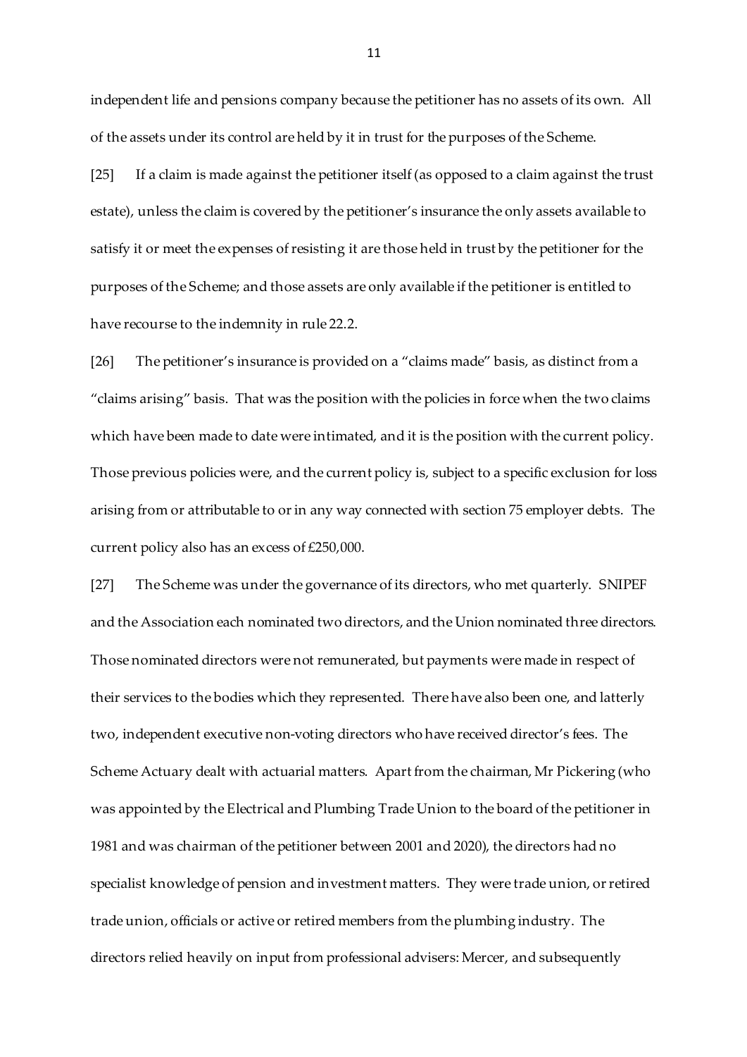independent life and pensions company because the petitioner has no assets of its own. All of the assets under its control are held by it in trust for the purposes of the Scheme.

[25] If a claim is made against the petitioner itself (as opposed to a claim against the trust estate), unless the claim is covered by the petitioner's insurance the only assets available to satisfy it or meet the expenses of resisting it are those held in trust by the petitioner for the purposes of the Scheme; and those assets are only available if the petitioner is entitled to have recourse to the indemnity in rule 22.2.

[26] The petitioner's insurance is provided on a "claims made" basis, as distinct from a "claims arising" basis. That was the position with the policies in force when the two claims which have been made to date were intimated, and it is the position with the current policy. Those previous policies were, and the current policy is, subject to a specific exclusion for loss arising from or attributable to or in any way connected with section 75 employer debts. The current policy also has an excess of £250,000.

[27] The Scheme was under the governance of its directors, who met quarterly. SNIPEF and the Association each nominated two directors, and the Union nominated three directors. Those nominated directors were not remunerated, but payments were made in respect of their services to the bodies which they represented. There have also been one, and latterly two, independent executive non-voting directors who have received director's fees. The Scheme Actuary dealt with actuarial matters. Apart from the chairman, Mr Pickering (who was appointed by the Electrical and Plumbing Trade Union to the board of the petitioner in 1981 and was chairman of the petitioner between 2001 and 2020), the directors had no specialist knowledge of pension and investment matters. They were trade union, or retired trade union, officials or active or retired members from the plumbing industry. The directors relied heavily on input from professional advisers: Mercer, and subsequently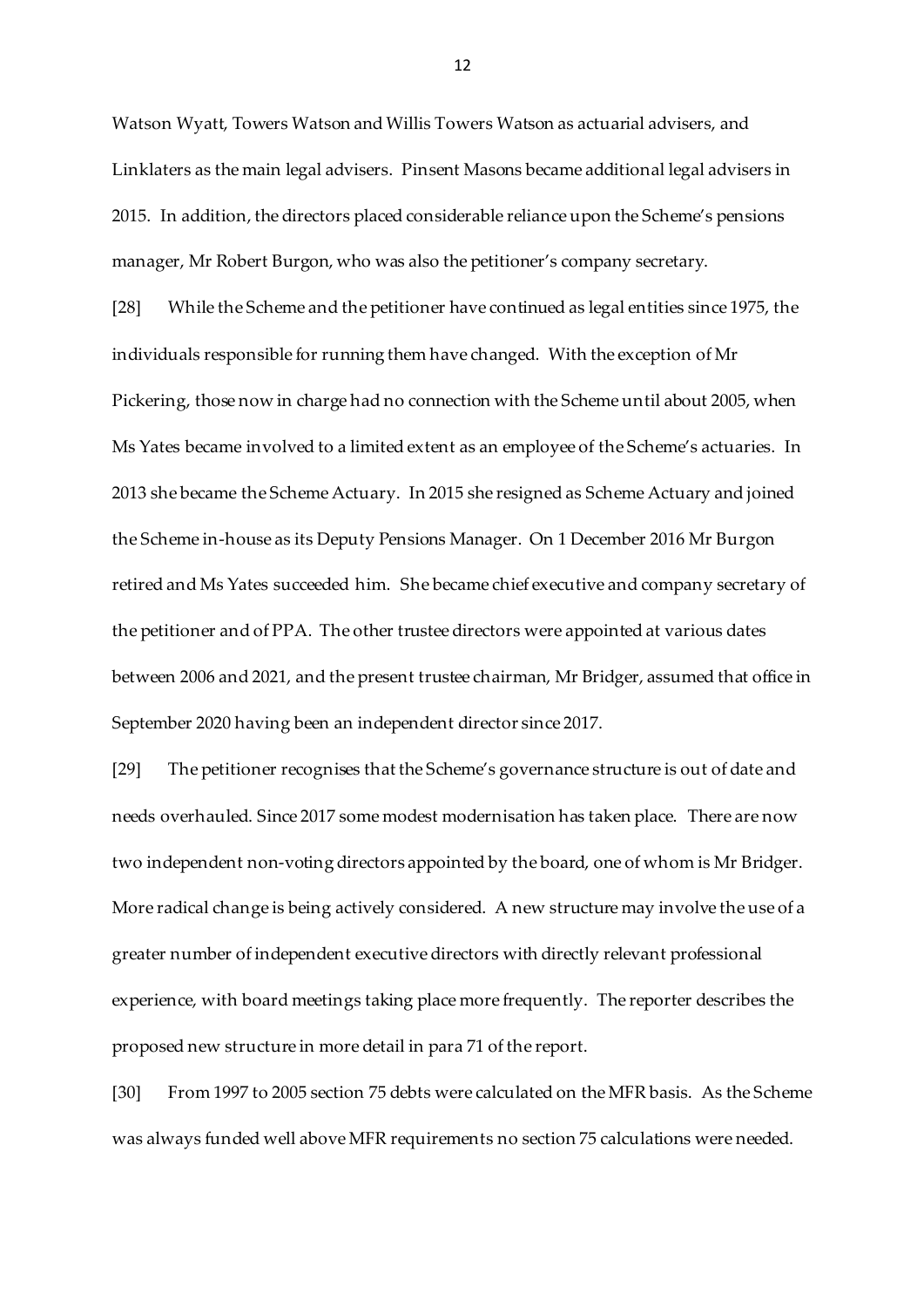Watson Wyatt, Towers Watson and Willis Towers Watson as actuarial advisers, and Linklaters as the main legal advisers. Pinsent Masons became additional legal advisers in 2015. In addition, the directors placed considerable reliance upon the Scheme's pensions manager, Mr Robert Burgon, who was also the petitioner's company secretary.

[28] While the Scheme and the petitioner have continued as legal entities since 1975, the individuals responsible for running them have changed. With the exception of Mr Pickering, those now in charge had no connection with the Scheme until about 2005, when Ms Yates became involved to a limited extent as an employee of the Scheme's actuaries. In 2013 she became the Scheme Actuary. In 2015 she resigned as Scheme Actuary and joined the Scheme in-house as its Deputy Pensions Manager. On 1 December 2016 Mr Burgon retired and Ms Yates succeeded him. She became chief executive and company secretary of the petitioner and of PPA. The other trustee directors were appointed at various dates between 2006 and 2021, and the present trustee chairman, Mr Bridger, assumed that office in September 2020 having been an independent director since 2017.

[29] The petitioner recognises that the Scheme's governance structure is out of date and needs overhauled. Since 2017 some modest modernisation has taken place. There are now two independent non-voting directors appointed by the board, one of whom is Mr Bridger. More radical change is being actively considered. A new structure may involve the use of a greater number of independent executive directors with directly relevant professional experience, with board meetings taking place more frequently. The reporter describes the proposed new structure in more detail in para 71 of the report.

[30] From 1997 to 2005 section 75 debts were calculated on the MFR basis. As the Scheme was always funded well above MFR requirements no section 75 calculations were needed.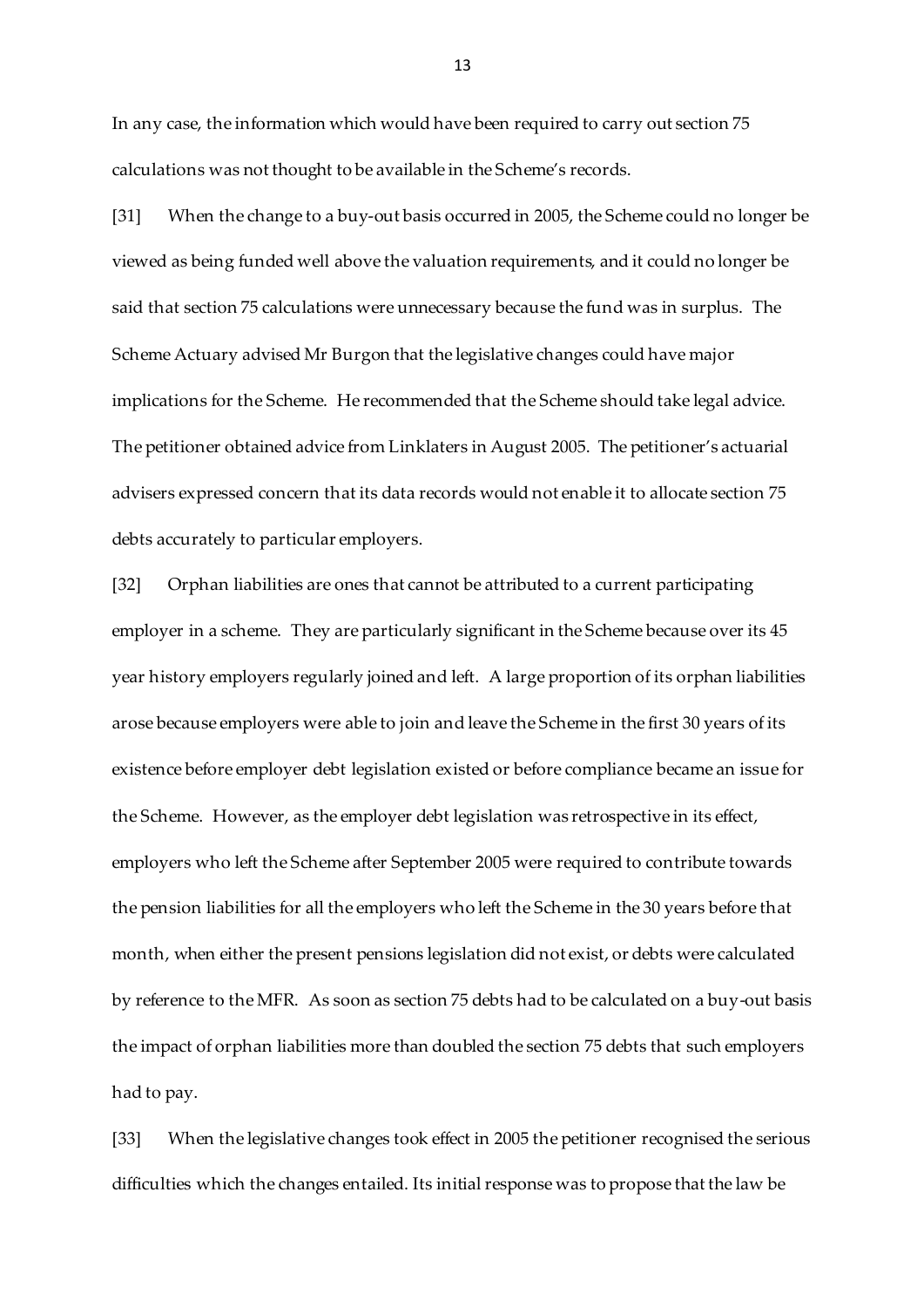In any case, the information which would have been required to carry out section 75 calculations was not thought to be available in the Scheme's records.

[31] When the change to a buy-out basis occurred in 2005, the Scheme could no longer be viewed as being funded well above the valuation requirements, and it could no longer be said that section 75 calculations were unnecessary because the fund was in surplus. The Scheme Actuary advised Mr Burgon that the legislative changes could have major implications for the Scheme. He recommended that the Scheme should take legal advice. The petitioner obtained advice from Linklaters in August 2005. The petitioner's actuarial advisers expressed concern that its data records would not enable it to allocate section 75 debts accurately to particular employers.

[32] Orphan liabilities are ones that cannot be attributed to a current participating employer in a scheme. They are particularly significant in the Scheme because over its 45 year history employers regularly joined and left. A large proportion of its orphan liabilities arose because employers were able to join and leave the Scheme in the first 30 years of its existence before employer debt legislation existed or before compliance became an issue for the Scheme. However, as the employer debt legislation was retrospective in its effect, employers who left the Scheme after September 2005 were required to contribute towards the pension liabilities for all the employers who left the Scheme in the 30 years before that month, when either the present pensions legislation did not exist, or debts were calculated by reference to the MFR. As soon as section 75 debts had to be calculated on a buy-out basis the impact of orphan liabilities more than doubled the section 75 debts that such employers had to pay.

[33] When the legislative changes took effect in 2005 the petitioner recognised the serious difficulties which the changes entailed. Its initial response was to propose that the law be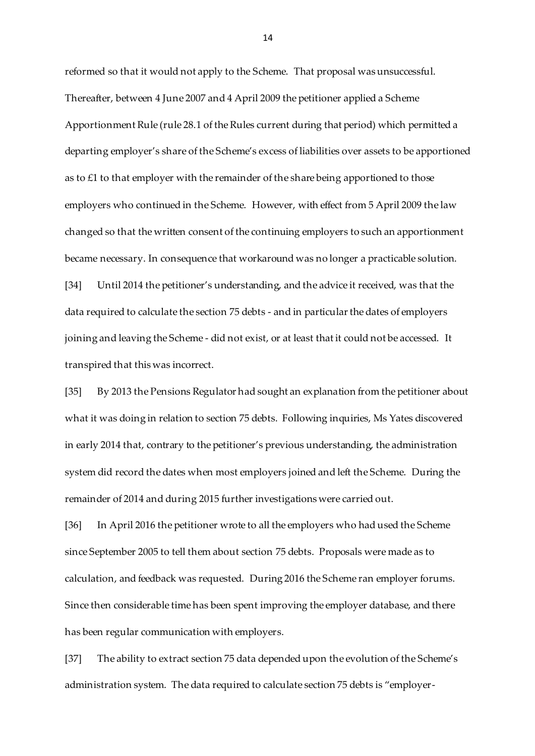reformed so that it would not apply to the Scheme. That proposal was unsuccessful. Thereafter, between 4 June 2007 and 4 April 2009 the petitioner applied a Scheme Apportionment Rule (rule 28.1 of the Rules current during that period) which permitted a departing employer's share of the Scheme's excess of liabilities over assets to be apportioned as to £1 to that employer with the remainder of the share being apportioned to those employers who continued in the Scheme. However, with effect from 5 April 2009 the law changed so that the written consent of the continuing employers to such an apportionment became necessary. In consequence that workaround was no longer a practicable solution.

[34] Until 2014 the petitioner's understanding, and the advice it received, was that the data required to calculate the section 75 debts - and in particular the dates of employers joining and leaving the Scheme - did not exist, or at least that it could not be accessed. It transpired that this was incorrect.

[35] By 2013 the Pensions Regulator had sought an explanation from the petitioner about what it was doing in relation to section 75 debts. Following inquiries, Ms Yates discovered in early 2014 that, contrary to the petitioner's previous understanding, the administration system did record the dates when most employers joined and left the Scheme. During the remainder of 2014 and during 2015 further investigations were carried out.

[36] In April 2016 the petitioner wrote to all the employers who had used the Scheme since September 2005 to tell them about section 75 debts. Proposals were made as to calculation, and feedback was requested. During 2016 the Scheme ran employer forums. Since then considerable time has been spent improving the employer database, and there has been regular communication with employers.

[37] The ability to extract section 75 data depended upon the evolution of the Scheme's administration system. The data required to calculate section 75 debts is "employer-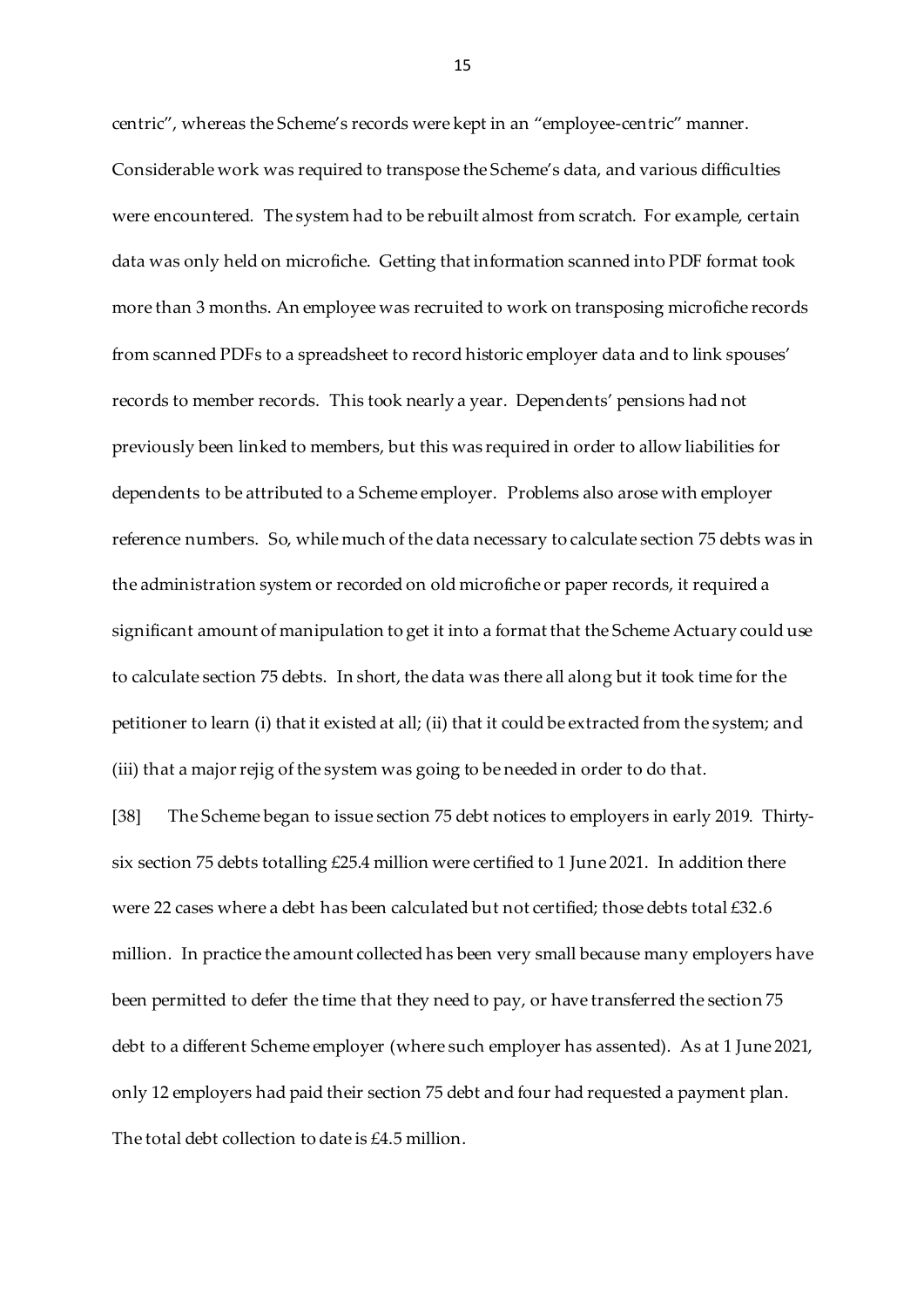centric", whereas the Scheme's records were kept in an "employee-centric" manner. Considerable work was required to transpose the Scheme's data, and various difficulties were encountered. The system had to be rebuilt almost from scratch. For example, certain data was only held on microfiche. Getting that information scanned into PDF format took more than 3 months. An employee was recruited to work on transposing microfiche records from scanned PDFs to a spreadsheet to record historic employer data and to link spouses' records to member records. This took nearly a year. Dependents' pensions had not previously been linked to members, but this was required in order to allow liabilities for dependents to be attributed to a Scheme employer. Problems also arose with employer reference numbers. So, while much of the data necessary to calculate section 75 debts was in the administration system or recorded on old microfiche or paper records, it required a significant amount of manipulation to get it into a format that the Scheme Actuary could use to calculate section 75 debts. In short, the data was there all along but it took time for the petitioner to learn (i) that it existed at all; (ii) that it could be extracted from the system; and (iii) that a major rejig of the system was going to be needed in order to do that.

[38] The Scheme began to issue section 75 debt notices to employers in early 2019. Thirty-six section 75 debts totalling £25.4 million were certified to 1 June 2021. In addition there were 22 cases where a debt has been calculated but not certified; those debts total £32.6 million. In practice the amount collected has been very small because many employers have been permitted to defer the time that they need to pay, or have transferred the section 75 debt to a different Scheme employer (where such employer has assented). As at 1 June 2021, only 12 employers had paid their section 75 debt and four had requested a payment plan. The total debt collection to date is £4.5 million.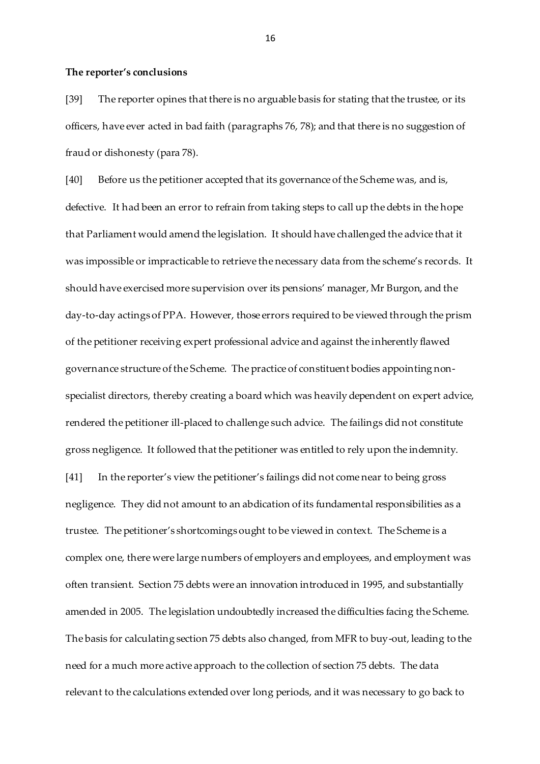**The reporter's conclusions**

[39] The reporter opines that there is no arguable basis for stating that the trustee, or its officers, have ever acted in bad faith (paragraphs 76, 78); and that there is no suggestion of fraud or dishonesty (para 78).

[40] Before us the petitioner accepted that its governance of the Scheme was, and is, defective. It had been an error to refrain from taking steps to call up the debts in the hope that Parliament would amend the legislation. It should have challenged the advice that it was impossible or impracticable to retrieve the necessary data from the scheme's records. It should have exercised more supervision over its pensions' manager, Mr Burgon, and the day-to-day actings of PPA. However, those errors required to be viewed through the prism of the petitioner receiving expert professional advice and against the inherently flawed governance structure of the Scheme. The practice of constituent bodies appointing non-specialist directors, thereby creating a board which was heavily dependent on expert advice, rendered the petitioner ill-placed to challenge such advice. The failings did not constitute gross negligence. It followed that the petitioner was entitled to rely upon the indemnity.

[41] In the reporter's view the petitioner's failings did not come near to being gross negligence. They did not amount to an abdication of its fundamental responsibilities as a trustee. The petitioner's shortcomings ought to be viewed in context. The Scheme is a complex one, there were large numbers of employers and employees, and employment was often transient. Section 75 debts were an innovation introduced in 1995, and substantially amended in 2005. The legislation undoubtedly increased the difficulties facing the Scheme. The basis for calculating section 75 debts also changed, from MFR to buy-out, leading to the need for a much more active approach to the collection of section 75 debts. The data relevant to the calculations extended over long periods, and it was necessary to go back to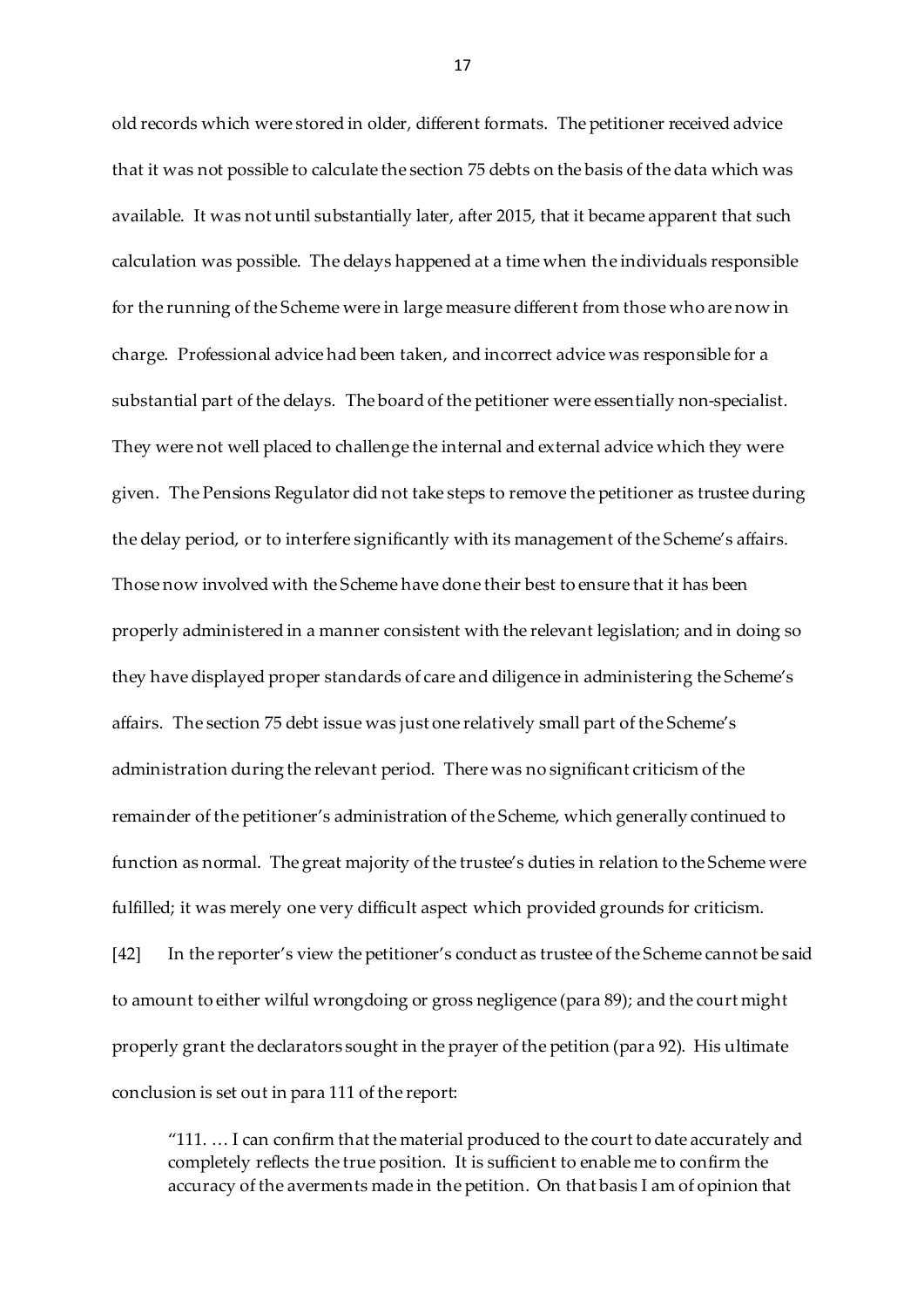old records which were stored in older, different formats. The petitioner received advice that it was not possible to calculate the section 75 debts on the basis of the data which was available. It was not until substantially later, after 2015, that it became apparent that such calculation was possible. The delays happened at a time when the individuals responsible for the running of the Scheme were in large measure different from those who are now in charge. Professional advice had been taken, and incorrect advice was responsible for a substantial part of the delays. The board of the petitioner were essentially non-specialist. They were not well placed to challenge the internal and external advice which they were given. The Pensions Regulator did not take steps to remove the petitioner as trustee during the delay period, or to interfere significantly with its management of the Scheme's affairs. Those now involved with the Scheme have done their best to ensure that it has been properly administered in a manner consistent with the relevant legislation; and in doing so they have displayed proper standards of care and diligence in administering the Scheme's affairs. The section 75 debt issue was just one relatively small part of the Scheme's administration during the relevant period. There was no significant criticism of the remainder of the petitioner's administration of the Scheme, which generally continued to function as normal. The great majority of the trustee's duties in relation to the Scheme were fulfilled; it was merely one very difficult aspect which provided grounds for criticism.

[42] In the reporter's view the petitioner's conduct as trustee of the Scheme cannot be said to amount to either wilful wrongdoing or gross negligence (para 89); and the court might properly grant the declarators sought in the prayer of the petition (para 92). His ultimate conclusion is set out in para 111 of the report:

> "111. … I can confirm that the material produced to the court to date accurately and completely reflects the true position. It is sufficient to enable me to confirm the accuracy of the averments made in the petition. On that basis I am of opinion that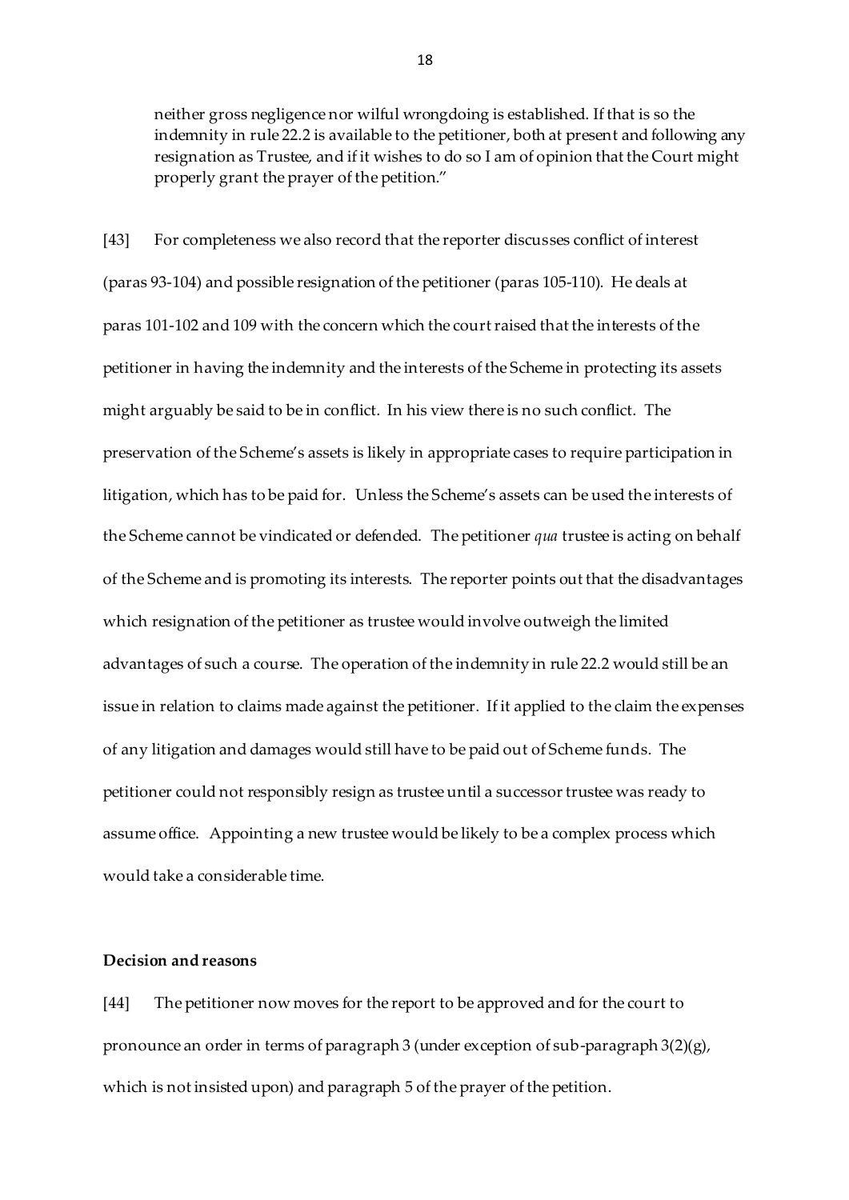> neither gross negligence nor wilful wrongdoing is established. If that is so the indemnity in rule 22.2 is available to the petitioner, both at present and following any resignation as Trustee, and if it wishes to do so I am of opinion that the Court might properly grant the prayer of the petition."

[43] For completeness we also record that the reporter discusses conflict of interest (paras 93-104) and possible resignation of the petitioner (paras 105-110). He deals at paras 101-102 and 109 with the concern which the court raised that the interests of the petitioner in having the indemnity and the interests of the Scheme in protecting its assets might arguably be said to be in conflict. In his view there is no such conflict. The preservation of the Scheme's assets is likely in appropriate cases to require participation in litigation, which has to be paid for. Unless the Scheme's assets can be used the interests of the Scheme cannot be vindicated or defended. The petitioner *qua* trustee is acting on behalf of the Scheme and is promoting its interests. The reporter points out that the disadvantages which resignation of the petitioner as trustee would involve outweigh the limited advantages of such a course. The operation of the indemnity in rule 22.2 would still be an issue in relation to claims made against the petitioner. If it applied to the claim the expenses of any litigation and damages would still have to be paid out of Scheme funds. The petitioner could not responsibly resign as trustee until a successor trustee was ready to assume office. Appointing a new trustee would be likely to be a complex process which would take a considerable time.

**Decision and reasons**

[44] The petitioner now moves for the report to be approved and for the court to pronounce an order in terms of paragraph 3 (under exception of sub-paragraph 3(2)(g), which is not insisted upon) and paragraph 5 of the prayer of the petition.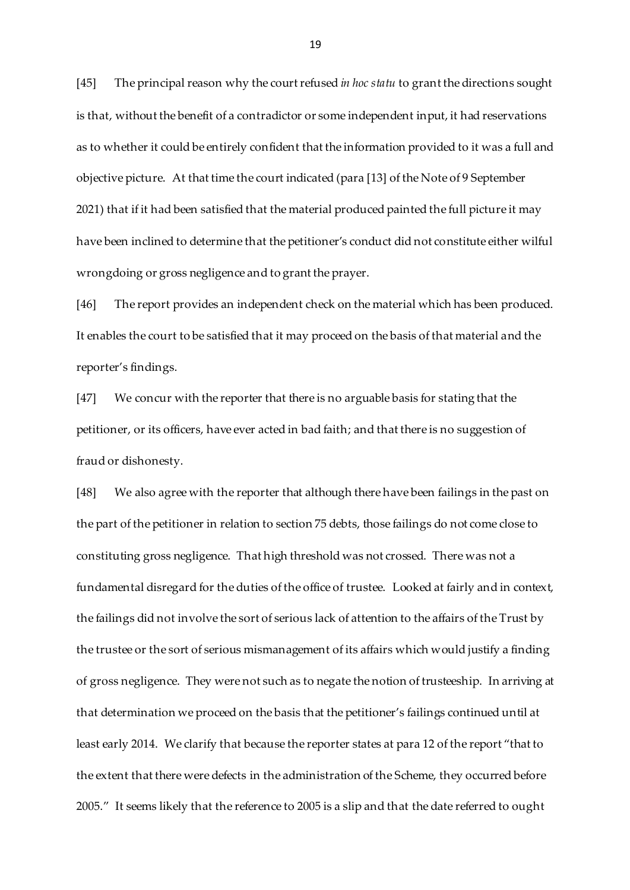[45] The principal reason why the court refused *in hoc statu* to grant the directions sought is that, without the benefit of a contradictor or some independent input, it had reservations as to whether it could be entirely confident that the information provided to it was a full and objective picture. At that time the court indicated (para [13] of the Note of 9 September 2021) that if it had been satisfied that the material produced painted the full picture it may have been inclined to determine that the petitioner's conduct did not constitute either wilful wrongdoing or gross negligence and to grant the prayer.

[46] The report provides an independent check on the material which has been produced. It enables the court to be satisfied that it may proceed on the basis of that material and the reporter's findings.

[47] We concur with the reporter that there is no arguable basis for stating that the petitioner, or its officers, have ever acted in bad faith; and that there is no suggestion of fraud or dishonesty.

[48] We also agree with the reporter that although there have been failings in the past on the part of the petitioner in relation to section 75 debts, those failings do not come close to constituting gross negligence. That high threshold was not crossed. There was not a fundamental disregard for the duties of the office of trustee. Looked at fairly and in context, the failings did not involve the sort of serious lack of attention to the affairs of the Trust by the trustee or the sort of serious mismanagement of its affairs which would justify a finding of gross negligence. They were not such as to negate the notion of trusteeship. In arriving at that determination we proceed on the basis that the petitioner's failings continued until at least early 2014. We clarify that because the reporter states at para 12 of the report "that to the extent that there were defects in the administration of the Scheme, they occurred before 2005." It seems likely that the reference to 2005 is a slip and that the date referred to ought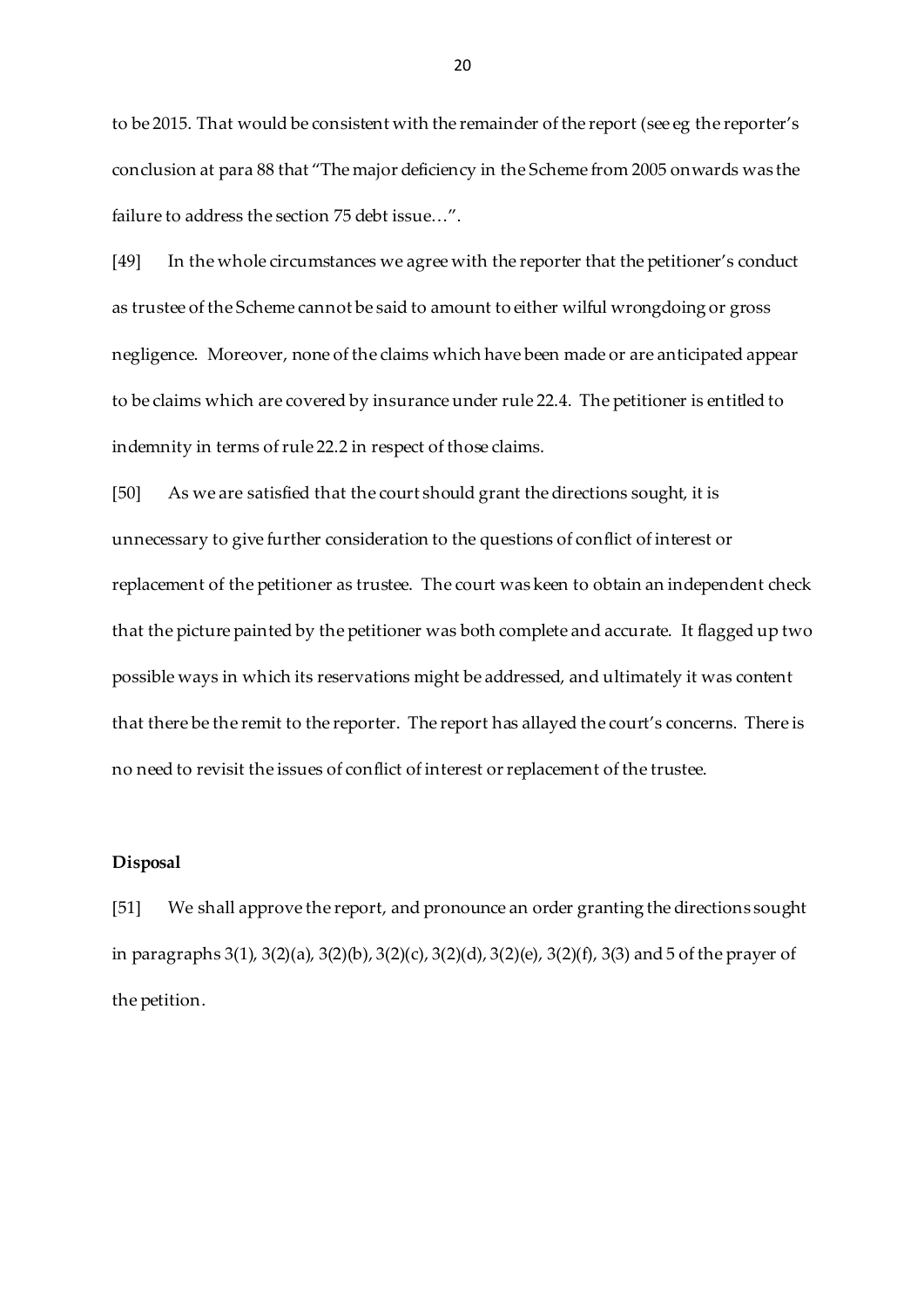to be 2015. That would be consistent with the remainder of the report (see eg the reporter's conclusion at para 88 that "The major deficiency in the Scheme from 2005 onwards was the failure to address the section 75 debt issue…".

[49] In the whole circumstances we agree with the reporter that the petitioner's conduct as trustee of the Scheme cannot be said to amount to either wilful wrongdoing or gross negligence. Moreover, none of the claims which have been made or are anticipated appear to be claims which are covered by insurance under rule 22.4. The petitioner is entitled to indemnity in terms of rule 22.2 in respect of those claims.

[50] As we are satisfied that the court should grant the directions sought, it is unnecessary to give further consideration to the questions of conflict of interest or replacement of the petitioner as trustee. The court was keen to obtain an independent check that the picture painted by the petitioner was both complete and accurate. It flagged up two possible ways in which its reservations might be addressed, and ultimately it was content that there be the remit to the reporter. The report has allayed the court's concerns. There is no need to revisit the issues of conflict of interest or replacement of the trustee.

## Disposal

[51] We shall approve the report, and pronounce an order granting the directions sought in paragraphs 3(1), 3(2)(a), 3(2)(b), 3(2)(c), 3(2)(d), 3(2)(e), 3(2)(f), 3(3) and 5 of the prayer of the petition.